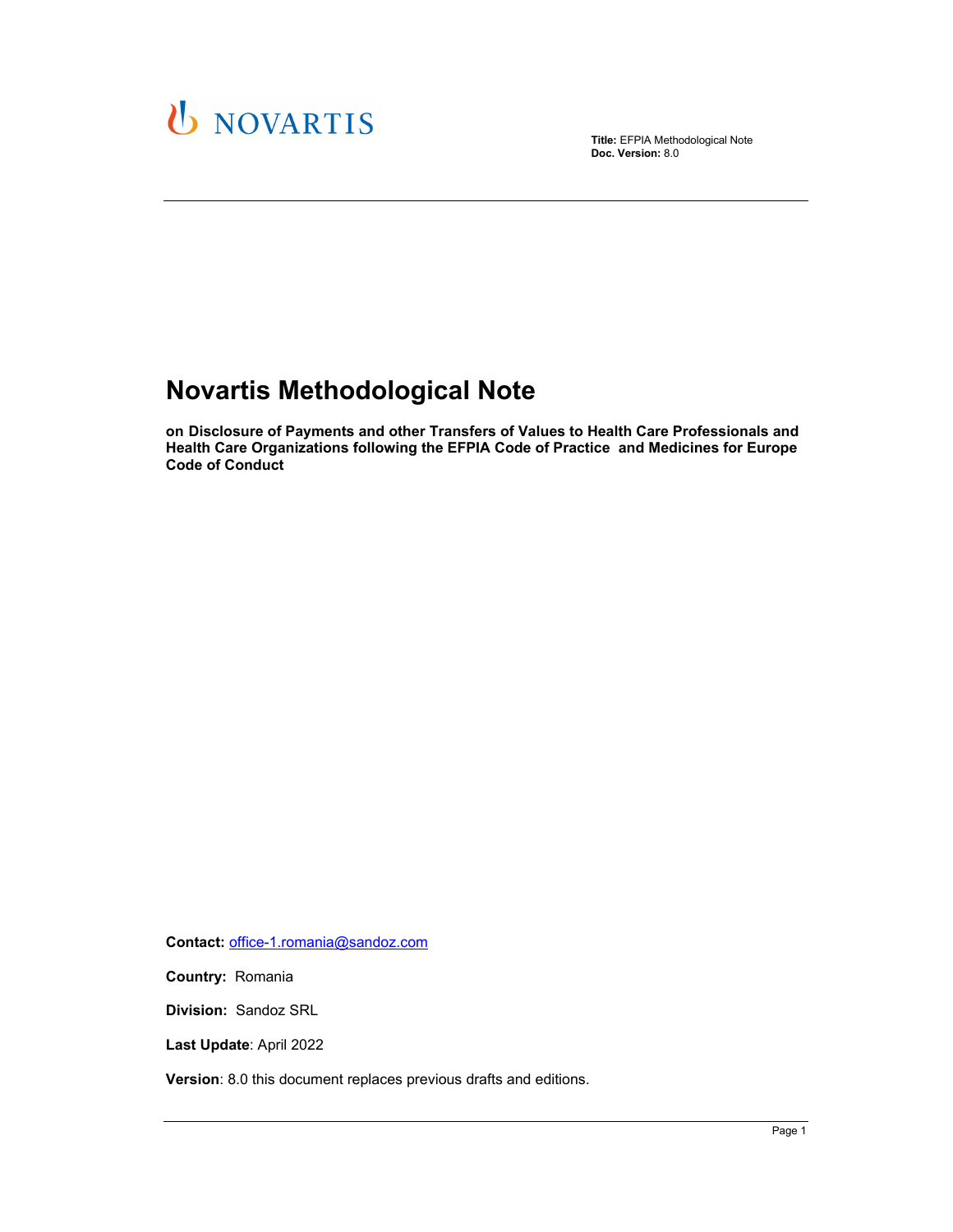NOVARTIS

**Title:** EFPIA Methodological Note
**Doc. Version:** 8.0

# Novartis Methodological Note

**on Disclosure of Payments and other Transfers of Values to Health Care Professionals and Health Care Organizations following the EFPIA Code of Practice and Medicines for Europe Code of Conduct**

**Contact:** office-1.romania@sandoz.com

**Country:** Romania

**Division:** Sandoz SRL

**Last Update**: April 2022

**Version**: 8.0 this document replaces previous drafts and editions.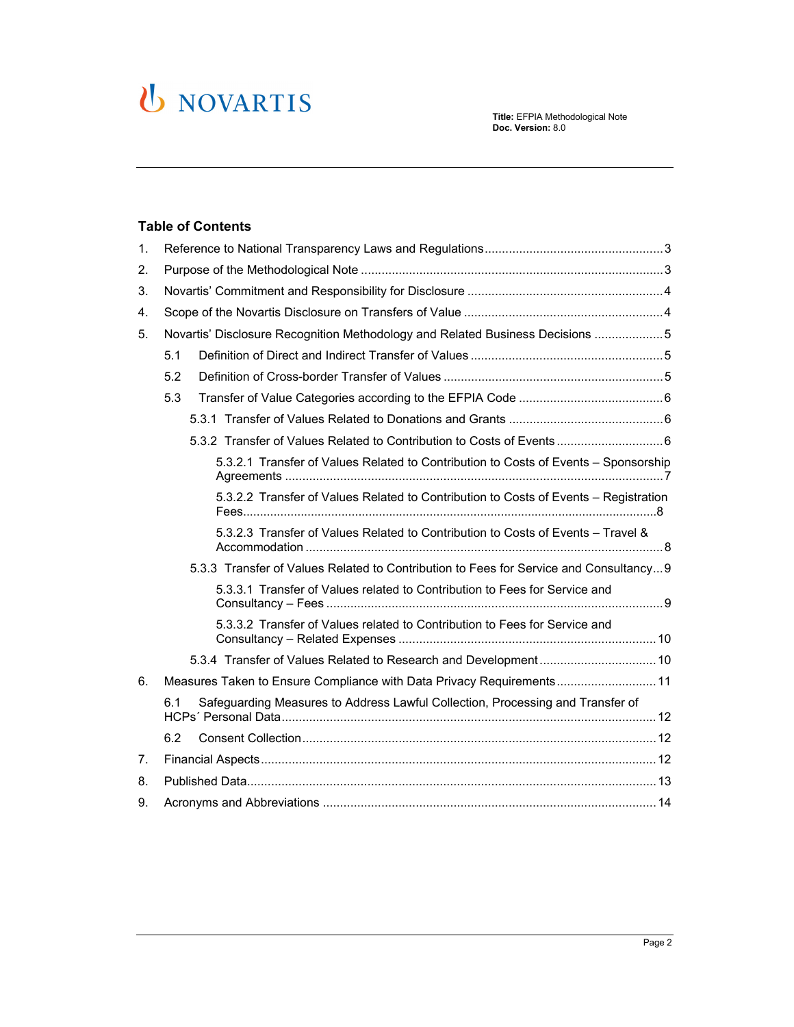## Table of Contents

1. Reference to National Transparency Laws and Regulations .......... 3
2. Purpose of the Methodological Note .......... 3
3. Novartis' Commitment and Responsibility for Disclosure .......... 4
4. Scope of the Novartis Disclosure on Transfers of Value .......... 4
5. Novartis' Disclosure Recognition Methodology and Related Business Decisions .......... 5
   - 5.1 Definition of Direct and Indirect Transfer of Values .......... 5
   - 5.2 Definition of Cross-border Transfer of Values .......... 5
   - 5.3 Transfer of Value Categories according to the EFPIA Code .......... 6
     - 5.3.1 Transfer of Values Related to Donations and Grants .......... 6
     - 5.3.2 Transfer of Values Related to Contribution to Costs of Events .......... 6
       - 5.3.2.1 Transfer of Values Related to Contribution to Costs of Events – Sponsorship Agreements .......... 7
       - 5.3.2.2 Transfer of Values Related to Contribution to Costs of Events – Registration Fees .......... 8
       - 5.3.2.3 Transfer of Values Related to Contribution to Costs of Events – Travel & Accommodation .......... 8
     - 5.3.3 Transfer of Values Related to Contribution to Fees for Service and Consultancy .......... 9
       - 5.3.3.1 Transfer of Values related to Contribution to Fees for Service and Consultancy – Fees .......... 9
       - 5.3.3.2 Transfer of Values related to Contribution to Fees for Service and Consultancy – Related Expenses .......... 10
     - 5.3.4 Transfer of Values Related to Research and Development .......... 10
6. Measures Taken to Ensure Compliance with Data Privacy Requirements .......... 11
   - 6.1 Safeguarding Measures to Address Lawful Collection, Processing and Transfer of HCPs´ Personal Data .......... 12
   - 6.2 Consent Collection .......... 12
7. Financial Aspects .......... 12
8. Published Data .......... 13
9. Acronyms and Abbreviations .......... 14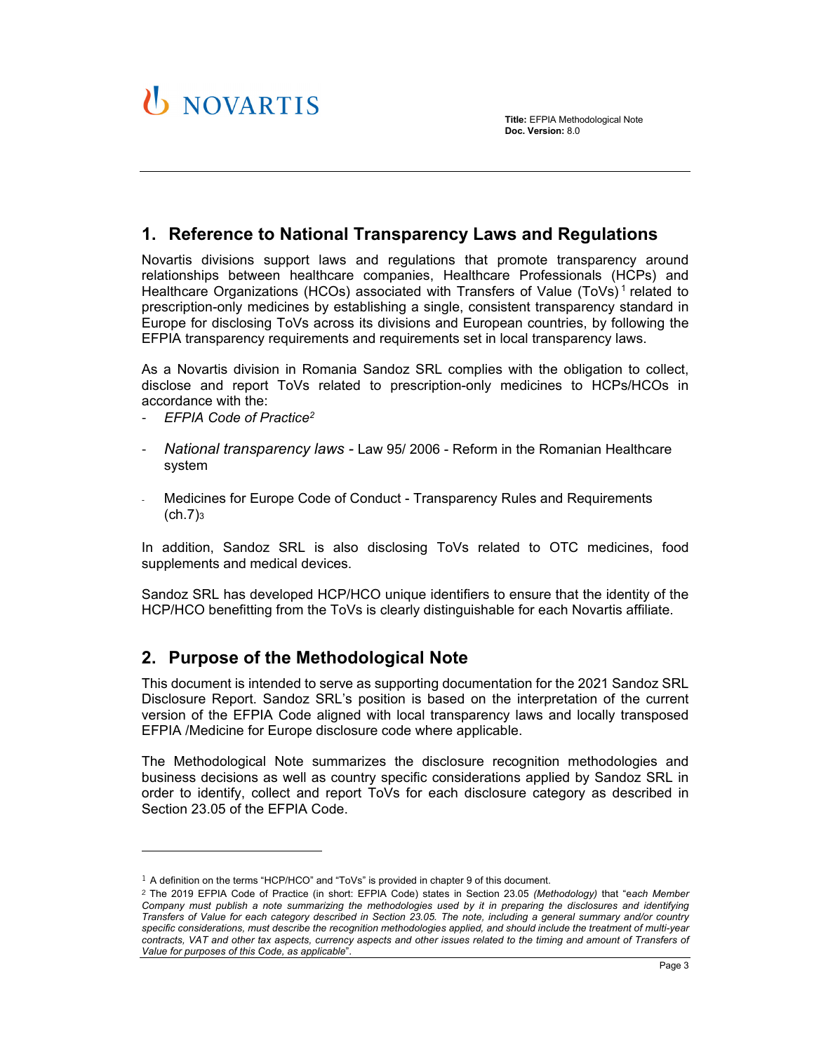## 1. Reference to National Transparency Laws and Regulations

Novartis divisions support laws and regulations that promote transparency around relationships between healthcare companies, Healthcare Professionals (HCPs) and Healthcare Organizations (HCOs) associated with Transfers of Value (ToVs)[1] related to prescription-only medicines by establishing a single, consistent transparency standard in Europe for disclosing ToVs across its divisions and European countries, by following the EFPIA transparency requirements and requirements set in local transparency laws.

As a Novartis division in Romania Sandoz SRL complies with the obligation to collect, disclose and report ToVs related to prescription-only medicines to HCPs/HCOs in accordance with the:

- *EFPIA Code of Practice*[2]
- *National transparency laws* - Law 95/ 2006 - Reform in the Romanian Healthcare system
- Medicines for Europe Code of Conduct - Transparency Rules and Requirements (ch.7)[3]

In addition, Sandoz SRL is also disclosing ToVs related to OTC medicines, food supplements and medical devices.

Sandoz SRL has developed HCP/HCO unique identifiers to ensure that the identity of the HCP/HCO benefitting from the ToVs is clearly distinguishable for each Novartis affiliate.

## 2. Purpose of the Methodological Note

This document is intended to serve as supporting documentation for the 2021 Sandoz SRL Disclosure Report. Sandoz SRL's position is based on the interpretation of the current version of the EFPIA Code aligned with local transparency laws and locally transposed EFPIA /Medicine for Europe disclosure code where applicable.

The Methodological Note summarizes the disclosure recognition methodologies and business decisions as well as country specific considerations applied by Sandoz SRL in order to identify, collect and report ToVs for each disclosure category as described in Section 23.05 of the EFPIA Code.

---

[1] A definition on the terms "HCP/HCO" and "ToVs" is provided in chapter 9 of this document.

[2] The 2019 EFPIA Code of Practice (in short: EFPIA Code) states in Section 23.05 *(Methodology)* that "*each Member Company must publish a note summarizing the methodologies used by it in preparing the disclosures and identifying Transfers of Value for each category described in Section 23.05. The note, including a general summary and/or country specific considerations, must describe the recognition methodologies applied, and should include the treatment of multi-year contracts, VAT and other tax aspects, currency aspects and other issues related to the timing and amount of Transfers of Value for purposes of this Code, as applicable*".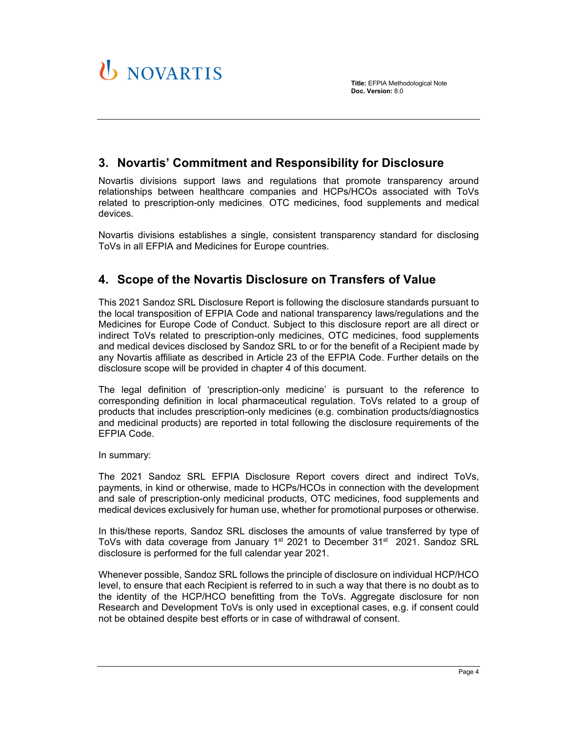## 3. Novartis' Commitment and Responsibility for Disclosure

Novartis divisions support laws and regulations that promote transparency around relationships between healthcare companies and HCPs/HCOs associated with ToVs related to prescription-only medicines, OTC medicines, food supplements and medical devices.

Novartis divisions establishes a single, consistent transparency standard for disclosing ToVs in all EFPIA and Medicines for Europe countries.

## 4. Scope of the Novartis Disclosure on Transfers of Value

This 2021 Sandoz SRL Disclosure Report is following the disclosure standards pursuant to the local transposition of EFPIA Code and national transparency laws/regulations and the Medicines for Europe Code of Conduct. Subject to this disclosure report are all direct or indirect ToVs related to prescription-only medicines, OTC medicines, food supplements and medical devices disclosed by Sandoz SRL to or for the benefit of a Recipient made by any Novartis affiliate as described in Article 23 of the EFPIA Code. Further details on the disclosure scope will be provided in chapter 4 of this document.

The legal definition of 'prescription-only medicine' is pursuant to the reference to corresponding definition in local pharmaceutical regulation. ToVs related to a group of products that includes prescription-only medicines (e.g. combination products/diagnostics and medicinal products) are reported in total following the disclosure requirements of the EFPIA Code.

In summary:

The 2021 Sandoz SRL EFPIA Disclosure Report covers direct and indirect ToVs, payments, in kind or otherwise, made to HCPs/HCOs in connection with the development and sale of prescription-only medicinal products, OTC medicines, food supplements and medical devices exclusively for human use, whether for promotional purposes or otherwise.

In this/these reports, Sandoz SRL discloses the amounts of value transferred by type of ToVs with data coverage from January 1st 2021 to December 31st 2021. Sandoz SRL disclosure is performed for the full calendar year 2021.

Whenever possible, Sandoz SRL follows the principle of disclosure on individual HCP/HCO level, to ensure that each Recipient is referred to in such a way that there is no doubt as to the identity of the HCP/HCO benefitting from the ToVs. Aggregate disclosure for non Research and Development ToVs is only used in exceptional cases, e.g. if consent could not be obtained despite best efforts or in case of withdrawal of consent.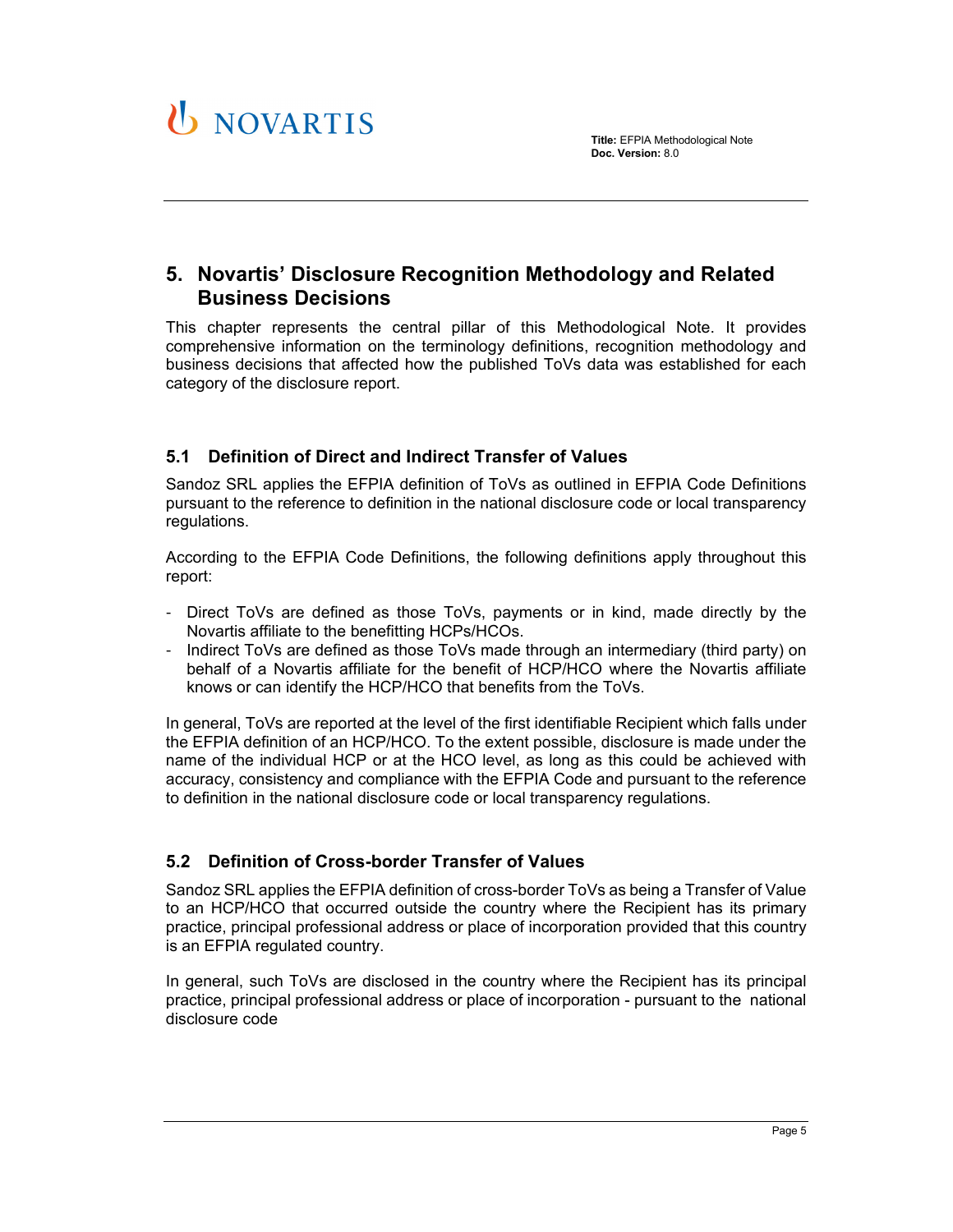## 5. Novartis' Disclosure Recognition Methodology and Related Business Decisions

This chapter represents the central pillar of this Methodological Note. It provides comprehensive information on the terminology definitions, recognition methodology and business decisions that affected how the published ToVs data was established for each category of the disclosure report.

### 5.1 Definition of Direct and Indirect Transfer of Values

Sandoz SRL applies the EFPIA definition of ToVs as outlined in EFPIA Code Definitions pursuant to the reference to definition in the national disclosure code or local transparency regulations.

According to the EFPIA Code Definitions, the following definitions apply throughout this report:

- Direct ToVs are defined as those ToVs, payments or in kind, made directly by the Novartis affiliate to the benefitting HCPs/HCOs.
- Indirect ToVs are defined as those ToVs made through an intermediary (third party) on behalf of a Novartis affiliate for the benefit of HCP/HCO where the Novartis affiliate knows or can identify the HCP/HCO that benefits from the ToVs.

In general, ToVs are reported at the level of the first identifiable Recipient which falls under the EFPIA definition of an HCP/HCO. To the extent possible, disclosure is made under the name of the individual HCP or at the HCO level, as long as this could be achieved with accuracy, consistency and compliance with the EFPIA Code and pursuant to the reference to definition in the national disclosure code or local transparency regulations.

### 5.2 Definition of Cross-border Transfer of Values

Sandoz SRL applies the EFPIA definition of cross-border ToVs as being a Transfer of Value to an HCP/HCO that occurred outside the country where the Recipient has its primary practice, principal professional address or place of incorporation provided that this country is an EFPIA regulated country.

In general, such ToVs are disclosed in the country where the Recipient has its principal practice, principal professional address or place of incorporation - pursuant to the national disclosure code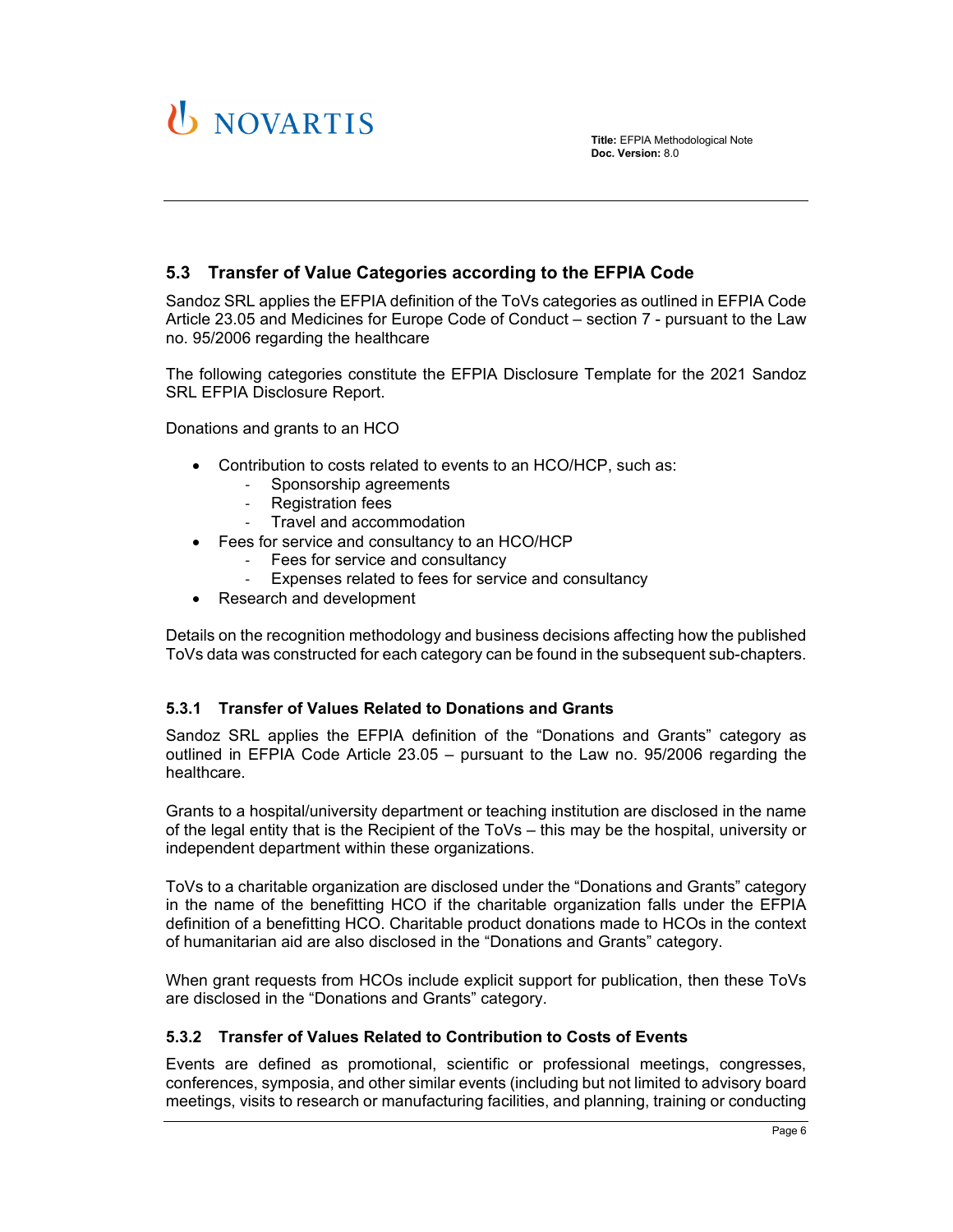## 5.3 Transfer of Value Categories according to the EFPIA Code

Sandoz SRL applies the EFPIA definition of the ToVs categories as outlined in EFPIA Code Article 23.05 and Medicines for Europe Code of Conduct – section 7 - pursuant to the Law no. 95/2006 regarding the healthcare

The following categories constitute the EFPIA Disclosure Template for the 2021 Sandoz SRL EFPIA Disclosure Report.

Donations and grants to an HCO

- Contribution to costs related to events to an HCO/HCP, such as:
  - Sponsorship agreements
  - Registration fees
  - Travel and accommodation
- Fees for service and consultancy to an HCO/HCP
  - Fees for service and consultancy
  - Expenses related to fees for service and consultancy
- Research and development

Details on the recognition methodology and business decisions affecting how the published ToVs data was constructed for each category can be found in the subsequent sub-chapters.

### 5.3.1 Transfer of Values Related to Donations and Grants

Sandoz SRL applies the EFPIA definition of the "Donations and Grants" category as outlined in EFPIA Code Article 23.05 – pursuant to the Law no. 95/2006 regarding the healthcare.

Grants to a hospital/university department or teaching institution are disclosed in the name of the legal entity that is the Recipient of the ToVs – this may be the hospital, university or independent department within these organizations.

ToVs to a charitable organization are disclosed under the "Donations and Grants" category in the name of the benefitting HCO if the charitable organization falls under the EFPIA definition of a benefitting HCO. Charitable product donations made to HCOs in the context of humanitarian aid are also disclosed in the "Donations and Grants" category.

When grant requests from HCOs include explicit support for publication, then these ToVs are disclosed in the "Donations and Grants" category.

### 5.3.2 Transfer of Values Related to Contribution to Costs of Events

Events are defined as promotional, scientific or professional meetings, congresses, conferences, symposia, and other similar events (including but not limited to advisory board meetings, visits to research or manufacturing facilities, and planning, training or conducting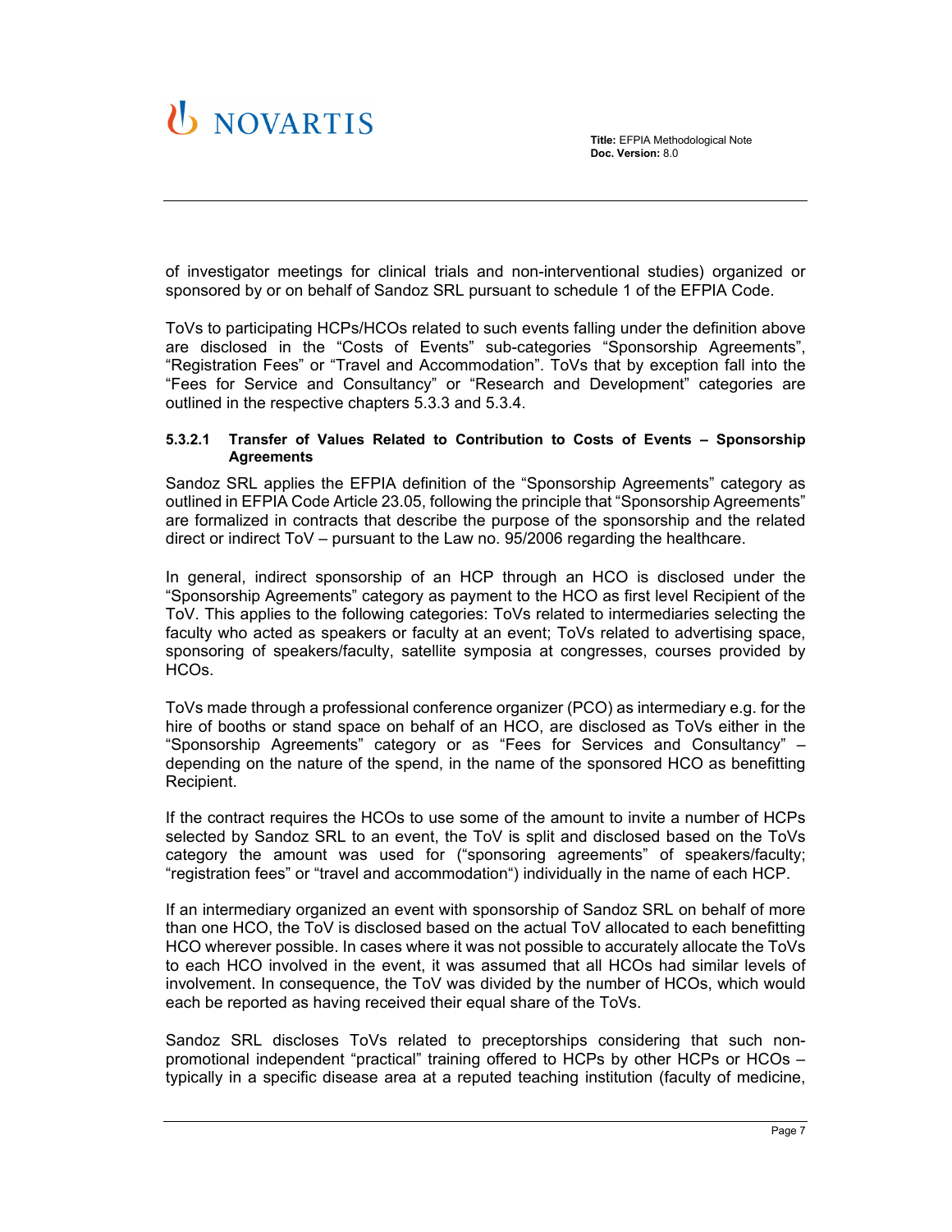of investigator meetings for clinical trials and non-interventional studies) organized or sponsored by or on behalf of Sandoz SRL pursuant to schedule 1 of the EFPIA Code.

ToVs to participating HCPs/HCOs related to such events falling under the definition above are disclosed in the “Costs of Events” sub-categories “Sponsorship Agreements”, “Registration Fees” or “Travel and Accommodation”. ToVs that by exception fall into the “Fees for Service and Consultancy” or “Research and Development” categories are outlined in the respective chapters 5.3.3 and 5.3.4.

#### 5.3.2.1 Transfer of Values Related to Contribution to Costs of Events – Sponsorship Agreements

Sandoz SRL applies the EFPIA definition of the “Sponsorship Agreements” category as outlined in EFPIA Code Article 23.05, following the principle that “Sponsorship Agreements” are formalized in contracts that describe the purpose of the sponsorship and the related direct or indirect ToV – pursuant to the Law no. 95/2006 regarding the healthcare.

In general, indirect sponsorship of an HCP through an HCO is disclosed under the “Sponsorship Agreements” category as payment to the HCO as first level Recipient of the ToV. This applies to the following categories: ToVs related to intermediaries selecting the faculty who acted as speakers or faculty at an event; ToVs related to advertising space, sponsoring of speakers/faculty, satellite symposia at congresses, courses provided by HCOs.

ToVs made through a professional conference organizer (PCO) as intermediary e.g. for the hire of booths or stand space on behalf of an HCO, are disclosed as ToVs either in the “Sponsorship Agreements” category or as “Fees for Services and Consultancy” – depending on the nature of the spend, in the name of the sponsored HCO as benefitting Recipient.

If the contract requires the HCOs to use some of the amount to invite a number of HCPs selected by Sandoz SRL to an event, the ToV is split and disclosed based on the ToVs category the amount was used for (“sponsoring agreements” of speakers/faculty; “registration fees” or “travel and accommodation“) individually in the name of each HCP.

If an intermediary organized an event with sponsorship of Sandoz SRL on behalf of more than one HCO, the ToV is disclosed based on the actual ToV allocated to each benefitting HCO wherever possible. In cases where it was not possible to accurately allocate the ToVs to each HCO involved in the event, it was assumed that all HCOs had similar levels of involvement. In consequence, the ToV was divided by the number of HCOs, which would each be reported as having received their equal share of the ToVs.

Sandoz SRL discloses ToVs related to preceptorships considering that such non-promotional independent “practical” training offered to HCPs by other HCPs or HCOs – typically in a specific disease area at a reputed teaching institution (faculty of medicine,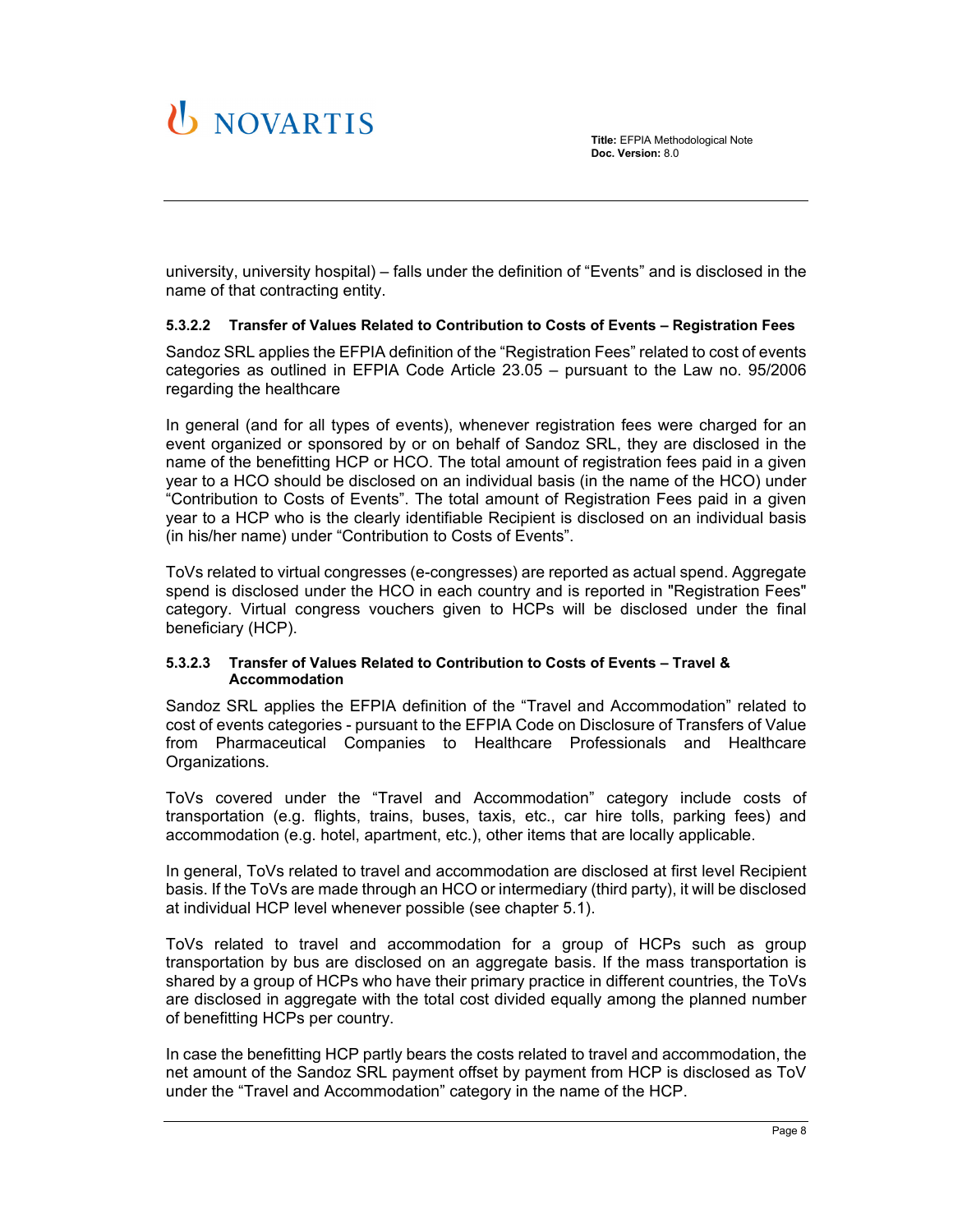university, university hospital) – falls under the definition of "Events" and is disclosed in the name of that contracting entity.

#### 5.3.2.2 Transfer of Values Related to Contribution to Costs of Events – Registration Fees

Sandoz SRL applies the EFPIA definition of the "Registration Fees" related to cost of events categories as outlined in EFPIA Code Article 23.05 – pursuant to the Law no. 95/2006 regarding the healthcare

In general (and for all types of events), whenever registration fees were charged for an event organized or sponsored by or on behalf of Sandoz SRL, they are disclosed in the name of the benefitting HCP or HCO. The total amount of registration fees paid in a given year to a HCO should be disclosed on an individual basis (in the name of the HCO) under "Contribution to Costs of Events". The total amount of Registration Fees paid in a given year to a HCP who is the clearly identifiable Recipient is disclosed on an individual basis (in his/her name) under "Contribution to Costs of Events".

ToVs related to virtual congresses (e-congresses) are reported as actual spend. Aggregate spend is disclosed under the HCO in each country and is reported in "Registration Fees" category. Virtual congress vouchers given to HCPs will be disclosed under the final beneficiary (HCP).

#### 5.3.2.3 Transfer of Values Related to Contribution to Costs of Events – Travel & Accommodation

Sandoz SRL applies the EFPIA definition of the "Travel and Accommodation" related to cost of events categories - pursuant to the EFPIA Code on Disclosure of Transfers of Value from Pharmaceutical Companies to Healthcare Professionals and Healthcare Organizations.

ToVs covered under the "Travel and Accommodation" category include costs of transportation (e.g. flights, trains, buses, taxis, etc., car hire tolls, parking fees) and accommodation (e.g. hotel, apartment, etc.), other items that are locally applicable.

In general, ToVs related to travel and accommodation are disclosed at first level Recipient basis. If the ToVs are made through an HCO or intermediary (third party), it will be disclosed at individual HCP level whenever possible (see chapter 5.1).

ToVs related to travel and accommodation for a group of HCPs such as group transportation by bus are disclosed on an aggregate basis. If the mass transportation is shared by a group of HCPs who have their primary practice in different countries, the ToVs are disclosed in aggregate with the total cost divided equally among the planned number of benefitting HCPs per country.

In case the benefitting HCP partly bears the costs related to travel and accommodation, the net amount of the Sandoz SRL payment offset by payment from HCP is disclosed as ToV under the "Travel and Accommodation" category in the name of the HCP.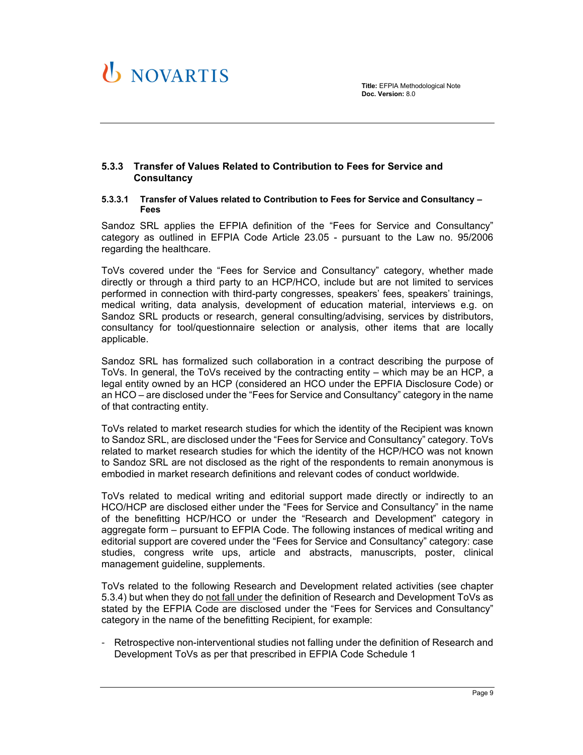### 5.3.3 Transfer of Values Related to Contribution to Fees for Service and Consultancy

#### 5.3.3.1 Transfer of Values related to Contribution to Fees for Service and Consultancy – Fees

Sandoz SRL applies the EFPIA definition of the "Fees for Service and Consultancy" category as outlined in EFPIA Code Article 23.05 - pursuant to the Law no. 95/2006 regarding the healthcare.

ToVs covered under the "Fees for Service and Consultancy" category, whether made directly or through a third party to an HCP/HCO, include but are not limited to services performed in connection with third-party congresses, speakers' fees, speakers' trainings, medical writing, data analysis, development of education material, interviews e.g. on Sandoz SRL products or research, general consulting/advising, services by distributors, consultancy for tool/questionnaire selection or analysis, other items that are locally applicable.

Sandoz SRL has formalized such collaboration in a contract describing the purpose of ToVs. In general, the ToVs received by the contracting entity – which may be an HCP, a legal entity owned by an HCP (considered an HCO under the EPFIA Disclosure Code) or an HCO – are disclosed under the "Fees for Service and Consultancy" category in the name of that contracting entity.

ToVs related to market research studies for which the identity of the Recipient was known to Sandoz SRL, are disclosed under the "Fees for Service and Consultancy" category. ToVs related to market research studies for which the identity of the HCP/HCO was not known to Sandoz SRL are not disclosed as the right of the respondents to remain anonymous is embodied in market research definitions and relevant codes of conduct worldwide.

ToVs related to medical writing and editorial support made directly or indirectly to an HCO/HCP are disclosed either under the "Fees for Service and Consultancy" in the name of the benefitting HCP/HCO or under the "Research and Development" category in aggregate form – pursuant to EFPIA Code. The following instances of medical writing and editorial support are covered under the "Fees for Service and Consultancy" category: case studies, congress write ups, article and abstracts, manuscripts, poster, clinical management guideline, supplements.

ToVs related to the following Research and Development related activities (see chapter 5.3.4) but when they do not fall under the definition of Research and Development ToVs as stated by the EFPIA Code are disclosed under the "Fees for Services and Consultancy" category in the name of the benefitting Recipient, for example:

- Retrospective non-interventional studies not falling under the definition of Research and Development ToVs as per that prescribed in EFPIA Code Schedule 1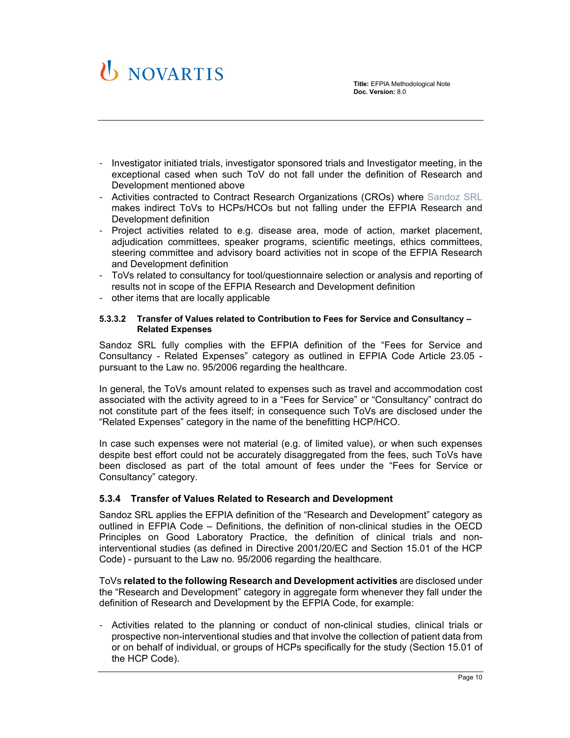- Investigator initiated trials, investigator sponsored trials and Investigator meeting, in the exceptional cased when such ToV do not fall under the definition of Research and Development mentioned above
- Activities contracted to Contract Research Organizations (CROs) where Sandoz SRL makes indirect ToVs to HCPs/HCOs but not falling under the EFPIA Research and Development definition
- Project activities related to e.g. disease area, mode of action, market placement, adjudication committees, speaker programs, scientific meetings, ethics committees, steering committee and advisory board activities not in scope of the EFPIA Research and Development definition
- ToVs related to consultancy for tool/questionnaire selection or analysis and reporting of results not in scope of the EFPIA Research and Development definition
- other items that are locally applicable

#### 5.3.3.2 Transfer of Values related to Contribution to Fees for Service and Consultancy – Related Expenses

Sandoz SRL fully complies with the EFPIA definition of the "Fees for Service and Consultancy - Related Expenses" category as outlined in EFPIA Code Article 23.05 - pursuant to the Law no. 95/2006 regarding the healthcare.

In general, the ToVs amount related to expenses such as travel and accommodation cost associated with the activity agreed to in a "Fees for Service" or "Consultancy" contract do not constitute part of the fees itself; in consequence such ToVs are disclosed under the "Related Expenses" category in the name of the benefitting HCP/HCO.

In case such expenses were not material (e.g. of limited value), or when such expenses despite best effort could not be accurately disaggregated from the fees, such ToVs have been disclosed as part of the total amount of fees under the "Fees for Service or Consultancy" category.

### 5.3.4 Transfer of Values Related to Research and Development

Sandoz SRL applies the EFPIA definition of the "Research and Development" category as outlined in EFPIA Code – Definitions, the definition of non-clinical studies in the OECD Principles on Good Laboratory Practice, the definition of clinical trials and non-interventional studies (as defined in Directive 2001/20/EC and Section 15.01 of the HCP Code) - pursuant to the Law no. 95/2006 regarding the healthcare.

ToVs **related to the following Research and Development activities** are disclosed under the "Research and Development" category in aggregate form whenever they fall under the definition of Research and Development by the EFPIA Code, for example:

- Activities related to the planning or conduct of non-clinical studies, clinical trials or prospective non-interventional studies and that involve the collection of patient data from or on behalf of individual, or groups of HCPs specifically for the study (Section 15.01 of the HCP Code).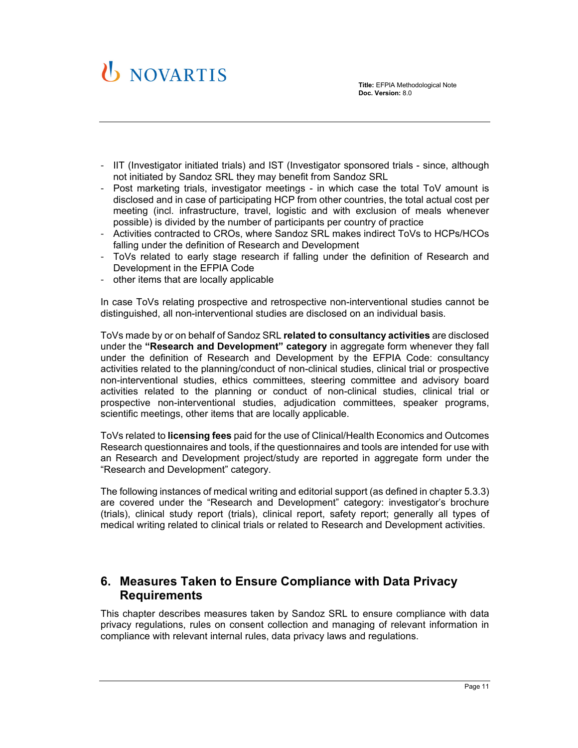- IIT (Investigator initiated trials) and IST (Investigator sponsored trials - since, although not initiated by Sandoz SRL they may benefit from Sandoz SRL
- Post marketing trials, investigator meetings - in which case the total ToV amount is disclosed and in case of participating HCP from other countries, the total actual cost per meeting (incl. infrastructure, travel, logistic and with exclusion of meals whenever possible) is divided by the number of participants per country of practice
- Activities contracted to CROs, where Sandoz SRL makes indirect ToVs to HCPs/HCOs falling under the definition of Research and Development
- ToVs related to early stage research if falling under the definition of Research and Development in the EFPIA Code
- other items that are locally applicable

In case ToVs relating prospective and retrospective non-interventional studies cannot be distinguished, all non-interventional studies are disclosed on an individual basis.

ToVs made by or on behalf of Sandoz SRL **related to consultancy activities** are disclosed under the **"Research and Development" category** in aggregate form whenever they fall under the definition of Research and Development by the EFPIA Code: consultancy activities related to the planning/conduct of non-clinical studies, clinical trial or prospective non-interventional studies, ethics committees, steering committee and advisory board activities related to the planning or conduct of non-clinical studies, clinical trial or prospective non-interventional studies, adjudication committees, speaker programs, scientific meetings, other items that are locally applicable.

ToVs related to **licensing fees** paid for the use of Clinical/Health Economics and Outcomes Research questionnaires and tools, if the questionnaires and tools are intended for use with an Research and Development project/study are reported in aggregate form under the "Research and Development" category.

The following instances of medical writing and editorial support (as defined in chapter 5.3.3) are covered under the "Research and Development" category: investigator's brochure (trials), clinical study report (trials), clinical report, safety report; generally all types of medical writing related to clinical trials or related to Research and Development activities.

## 6. Measures Taken to Ensure Compliance with Data Privacy Requirements

This chapter describes measures taken by Sandoz SRL to ensure compliance with data privacy regulations, rules on consent collection and managing of relevant information in compliance with relevant internal rules, data privacy laws and regulations.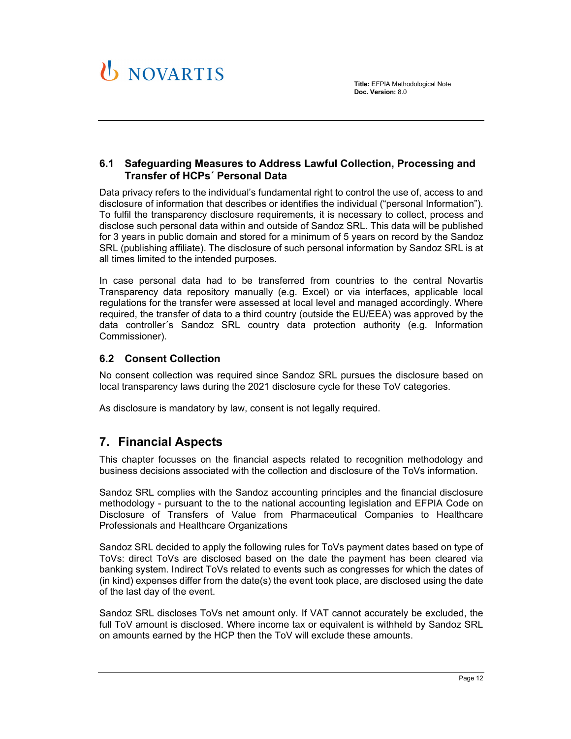### 6.1 Safeguarding Measures to Address Lawful Collection, Processing and Transfer of HCPs´ Personal Data

Data privacy refers to the individual's fundamental right to control the use of, access to and disclosure of information that describes or identifies the individual ("personal Information"). To fulfil the transparency disclosure requirements, it is necessary to collect, process and disclose such personal data within and outside of Sandoz SRL. This data will be published for 3 years in public domain and stored for a minimum of 5 years on record by the Sandoz SRL (publishing affiliate). The disclosure of such personal information by Sandoz SRL is at all times limited to the intended purposes.

In case personal data had to be transferred from countries to the central Novartis Transparency data repository manually (e.g. Excel) or via interfaces, applicable local regulations for the transfer were assessed at local level and managed accordingly. Where required, the transfer of data to a third country (outside the EU/EEA) was approved by the data controller´s Sandoz SRL country data protection authority (e.g. Information Commissioner).

### 6.2 Consent Collection

No consent collection was required since Sandoz SRL pursues the disclosure based on local transparency laws during the 2021 disclosure cycle for these ToV categories.

As disclosure is mandatory by law, consent is not legally required.

## 7. Financial Aspects

This chapter focusses on the financial aspects related to recognition methodology and business decisions associated with the collection and disclosure of the ToVs information.

Sandoz SRL complies with the Sandoz accounting principles and the financial disclosure methodology - pursuant to the to the national accounting legislation and EFPIA Code on Disclosure of Transfers of Value from Pharmaceutical Companies to Healthcare Professionals and Healthcare Organizations

Sandoz SRL decided to apply the following rules for ToVs payment dates based on type of ToVs: direct ToVs are disclosed based on the date the payment has been cleared via banking system. Indirect ToVs related to events such as congresses for which the dates of (in kind) expenses differ from the date(s) the event took place, are disclosed using the date of the last day of the event.

Sandoz SRL discloses ToVs net amount only. If VAT cannot accurately be excluded, the full ToV amount is disclosed. Where income tax or equivalent is withheld by Sandoz SRL on amounts earned by the HCP then the ToV will exclude these amounts.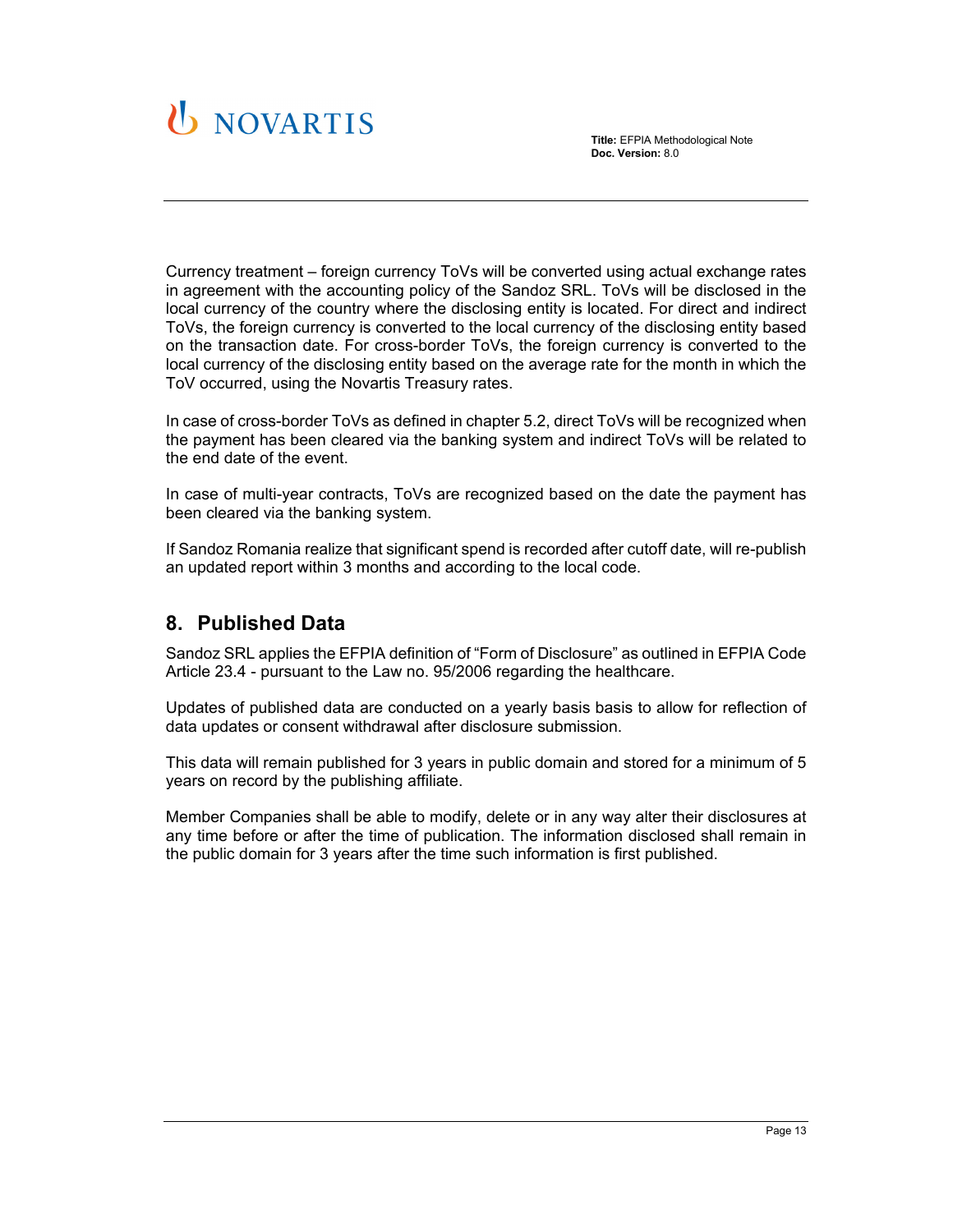Currency treatment – foreign currency ToVs will be converted using actual exchange rates in agreement with the accounting policy of the Sandoz SRL. ToVs will be disclosed in the local currency of the country where the disclosing entity is located. For direct and indirect ToVs, the foreign currency is converted to the local currency of the disclosing entity based on the transaction date. For cross-border ToVs, the foreign currency is converted to the local currency of the disclosing entity based on the average rate for the month in which the ToV occurred, using the Novartis Treasury rates.

In case of cross-border ToVs as defined in chapter 5.2, direct ToVs will be recognized when the payment has been cleared via the banking system and indirect ToVs will be related to the end date of the event.

In case of multi-year contracts, ToVs are recognized based on the date the payment has been cleared via the banking system.

If Sandoz Romania realize that significant spend is recorded after cutoff date, will re-publish an updated report within 3 months and according to the local code.

## 8. Published Data

Sandoz SRL applies the EFPIA definition of "Form of Disclosure" as outlined in EFPIA Code Article 23.4 - pursuant to the Law no. 95/2006 regarding the healthcare.

Updates of published data are conducted on a yearly basis basis to allow for reflection of data updates or consent withdrawal after disclosure submission.

This data will remain published for 3 years in public domain and stored for a minimum of 5 years on record by the publishing affiliate.

Member Companies shall be able to modify, delete or in any way alter their disclosures at any time before or after the time of publication. The information disclosed shall remain in the public domain for 3 years after the time such information is first published.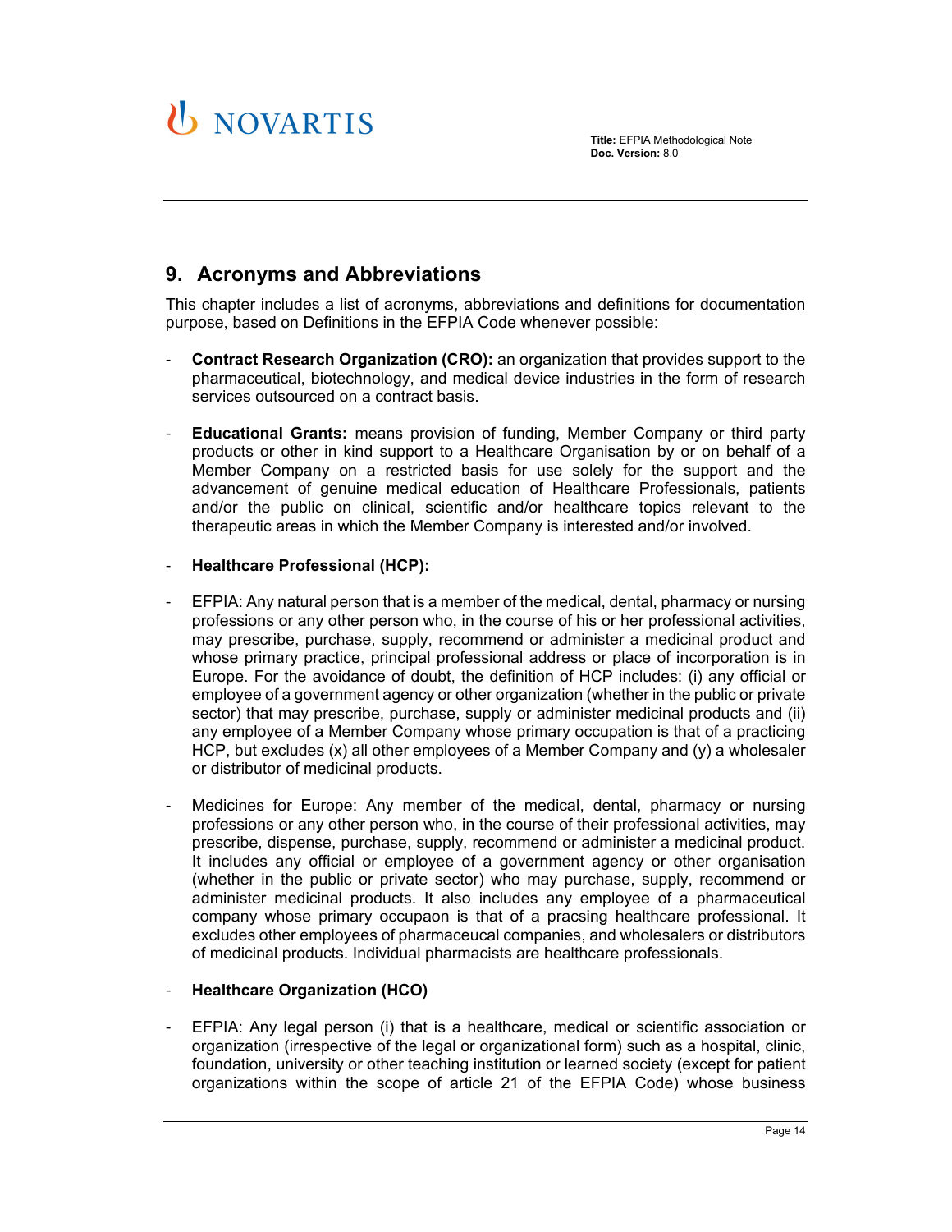## 9. Acronyms and Abbreviations

This chapter includes a list of acronyms, abbreviations and definitions for documentation purpose, based on Definitions in the EFPIA Code whenever possible:

- **Contract Research Organization (CRO):** an organization that provides support to the pharmaceutical, biotechnology, and medical device industries in the form of research services outsourced on a contract basis.
- **Educational Grants:** means provision of funding, Member Company or third party products or other in kind support to a Healthcare Organisation by or on behalf of a Member Company on a restricted basis for use solely for the support and the advancement of genuine medical education of Healthcare Professionals, patients and/or the public on clinical, scientific and/or healthcare topics relevant to the therapeutic areas in which the Member Company is interested and/or involved.
- **Healthcare Professional (HCP):**
- EFPIA: Any natural person that is a member of the medical, dental, pharmacy or nursing professions or any other person who, in the course of his or her professional activities, may prescribe, purchase, supply, recommend or administer a medicinal product and whose primary practice, principal professional address or place of incorporation is in Europe. For the avoidance of doubt, the definition of HCP includes: (i) any official or employee of a government agency or other organization (whether in the public or private sector) that may prescribe, purchase, supply or administer medicinal products and (ii) any employee of a Member Company whose primary occupation is that of a practicing HCP, but excludes (x) all other employees of a Member Company and (y) a wholesaler or distributor of medicinal products.
- Medicines for Europe: Any member of the medical, dental, pharmacy or nursing professions or any other person who, in the course of their professional activities, may prescribe, dispense, purchase, supply, recommend or administer a medicinal product. It includes any official or employee of a government agency or other organisation (whether in the public or private sector) who may purchase, supply, recommend or administer medicinal products. It also includes any employee of a pharmaceutical company whose primary occupaon is that of a pracsing healthcare professional. It excludes other employees of pharmaceucal companies, and wholesalers or distributors of medicinal products. Individual pharmacists are healthcare professionals.
- **Healthcare Organization (HCO)**
- EFPIA: Any legal person (i) that is a healthcare, medical or scientific association or organization (irrespective of the legal or organizational form) such as a hospital, clinic, foundation, university or other teaching institution or learned society (except for patient organizations within the scope of article 21 of the EFPIA Code) whose business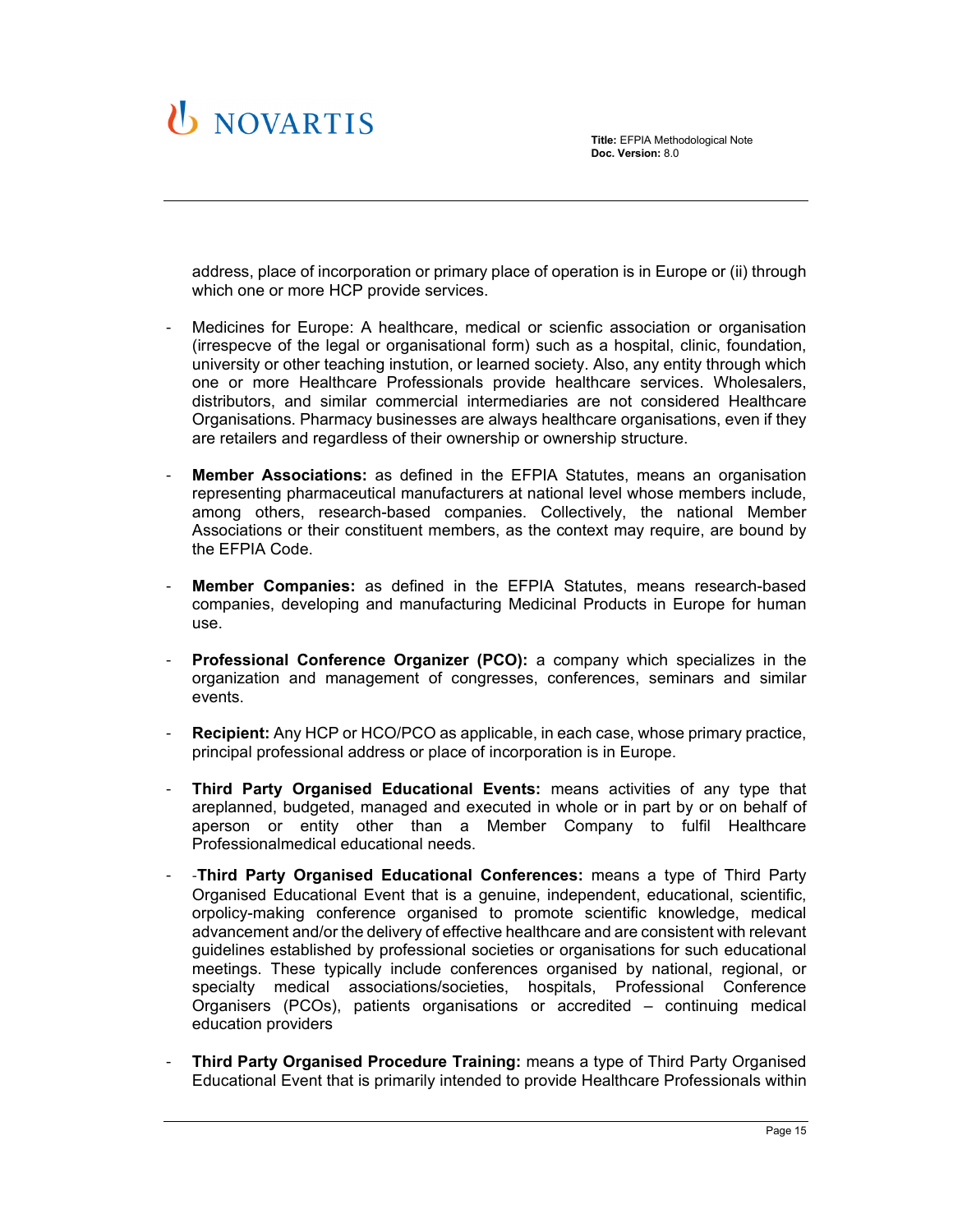address, place of incorporation or primary place of operation is in Europe or (ii) through which one or more HCP provide services.

- Medicines for Europe: A healthcare, medical or scienfic association or organisation (irrespecve of the legal or organisational form) such as a hospital, clinic, foundation, university or other teaching instution, or learned society. Also, any entity through which one or more Healthcare Professionals provide healthcare services. Wholesalers, distributors, and similar commercial intermediaries are not considered Healthcare Organisations. Pharmacy businesses are always healthcare organisations, even if they are retailers and regardless of their ownership or ownership structure.

- **Member Associations:** as defined in the EFPIA Statutes, means an organisation representing pharmaceutical manufacturers at national level whose members include, among others, research-based companies. Collectively, the national Member Associations or their constituent members, as the context may require, are bound by the EFPIA Code.

- **Member Companies:** as defined in the EFPIA Statutes, means research-based companies, developing and manufacturing Medicinal Products in Europe for human use.

- **Professional Conference Organizer (PCO):** a company which specializes in the organization and management of congresses, conferences, seminars and similar events.

- **Recipient:** Any HCP or HCO/PCO as applicable, in each case, whose primary practice, principal professional address or place of incorporation is in Europe.

- **Third Party Organised Educational Events:** means activities of any type that areplanned, budgeted, managed and executed in whole or in part by or on behalf of aperson or entity other than a Member Company to fulfil Healthcare Professionalmedical educational needs.

- -**Third Party Organised Educational Conferences:** means a type of Third Party Organised Educational Event that is a genuine, independent, educational, scientific, orpolicy-making conference organised to promote scientific knowledge, medical advancement and/or the delivery of effective healthcare and are consistent with relevant guidelines established by professional societies or organisations for such educational meetings. These typically include conferences organised by national, regional, or specialty medical associations/societies, hospitals, Professional Conference Organisers (PCOs), patients organisations or accredited – continuing medical education providers

- **Third Party Organised Procedure Training:** means a type of Third Party Organised Educational Event that is primarily intended to provide Healthcare Professionals within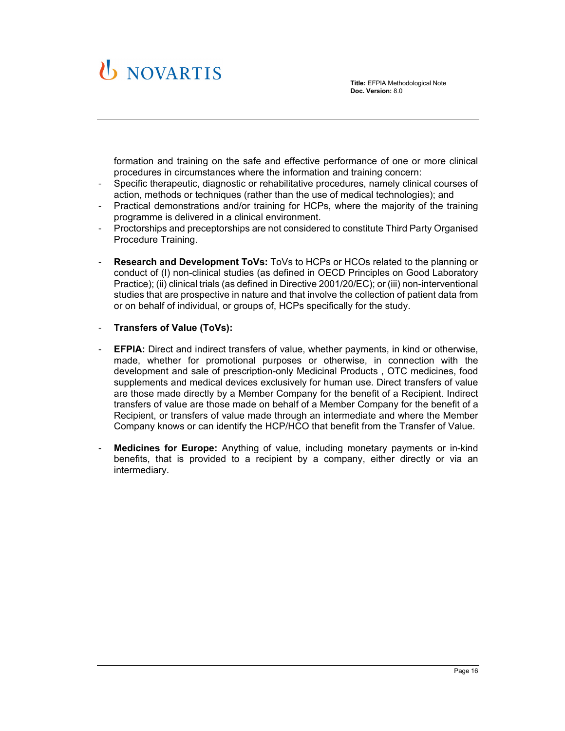formation and training on the safe and effective performance of one or more clinical procedures in circumstances where the information and training concern:

- Specific therapeutic, diagnostic or rehabilitative procedures, namely clinical courses of action, methods or techniques (rather than the use of medical technologies); and
- Practical demonstrations and/or training for HCPs, where the majority of the training programme is delivered in a clinical environment.
- Proctorships and preceptorships are not considered to constitute Third Party Organised Procedure Training.

- **Research and Development ToVs:** ToVs to HCPs or HCOs related to the planning or conduct of (I) non-clinical studies (as defined in OECD Principles on Good Laboratory Practice); (ii) clinical trials (as defined in Directive 2001/20/EC); or (iii) non-interventional studies that are prospective in nature and that involve the collection of patient data from or on behalf of individual, or groups of, HCPs specifically for the study.

- **Transfers of Value (ToVs):**

- **EFPIA:** Direct and indirect transfers of value, whether payments, in kind or otherwise, made, whether for promotional purposes or otherwise, in connection with the development and sale of prescription-only Medicinal Products , OTC medicines, food supplements and medical devices exclusively for human use. Direct transfers of value are those made directly by a Member Company for the benefit of a Recipient. Indirect transfers of value are those made on behalf of a Member Company for the benefit of a Recipient, or transfers of value made through an intermediate and where the Member Company knows or can identify the HCP/HCO that benefit from the Transfer of Value.

- **Medicines for Europe:** Anything of value, including monetary payments or in-kind benefits, that is provided to a recipient by a company, either directly or via an intermediary.